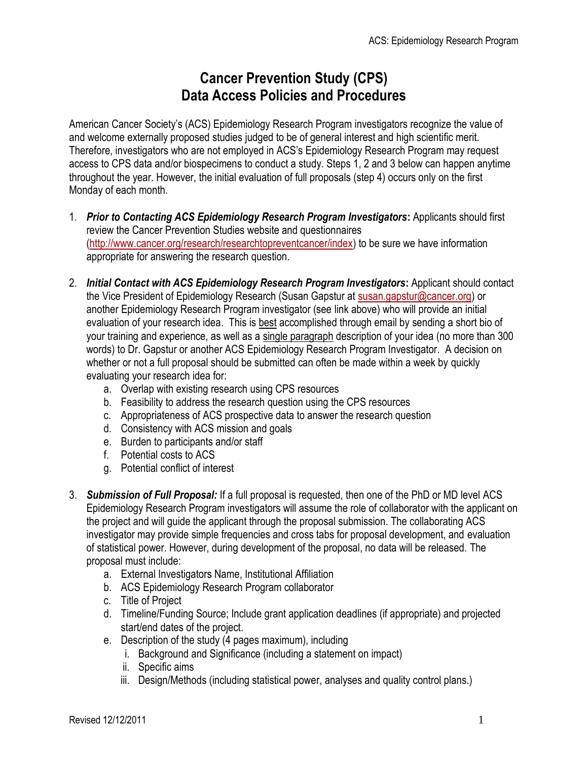# Cancer Prevention Study (CPS)
# Data Access Policies and Procedures

American Cancer Society's (ACS) Epidemiology Research Program investigators recognize the value of and welcome externally proposed studies judged to be of general interest and high scientific merit. Therefore, investigators who are not employed in ACS's Epidemiology Research Program may request access to CPS data and/or biospecimens to conduct a study. Steps 1, 2 and 3 below can happen anytime throughout the year. However, the initial evaluation of full proposals (step 4) occurs only on the first Monday of each month.

1. ***Prior to Contacting ACS Epidemiology Research Program Investigators*:** Applicants should first review the Cancer Prevention Studies website and questionnaires (http://www.cancer.org/research/researchtopreventcancer/index) to be sure we have information appropriate for answering the research question.

2. ***Initial Contact with ACS Epidemiology Research Program Investigators*:** Applicant should contact the Vice President of Epidemiology Research (Susan Gapstur at susan.gapstur@cancer.org) or another Epidemiology Research Program investigator (see link above) who will provide an initial evaluation of your research idea. This is <u>best</u> accomplished through email by sending a short bio of your training and experience, as well as a <u>single paragraph</u> description of your idea (no more than 300 words) to Dr. Gapstur or another ACS Epidemiology Research Program Investigator. A decision on whether or not a full proposal should be submitted can often be made within a week by quickly evaluating your research idea for:
   a. Overlap with existing research using CPS resources
   b. Feasibility to address the research question using the CPS resources
   c. Appropriateness of ACS prospective data to answer the research question
   d. Consistency with ACS mission and goals
   e. Burden to participants and/or staff
   f. Potential costs to ACS
   g. Potential conflict of interest

3. ***Submission of Full Proposal:*** If a full proposal is requested, then one of the PhD or MD level ACS Epidemiology Research Program investigators will assume the role of collaborator with the applicant on the project and will guide the applicant through the proposal submission. The collaborating ACS investigator may provide simple frequencies and cross tabs for proposal development, and evaluation of statistical power. However, during development of the proposal, no data will be released. The proposal must include:
   a. External Investigators Name, Institutional Affiliation
   b. ACS Epidemiology Research Program collaborator
   c. Title of Project
   d. Timeline/Funding Source; Include grant application deadlines (if appropriate) and projected start/end dates of the project.
   e. Description of the study (4 pages maximum), including
      i. Background and Significance (including a statement on impact)
      ii. Specific aims
      iii. Design/Methods (including statistical power, analyses and quality control plans.)

Revised 12/12/2011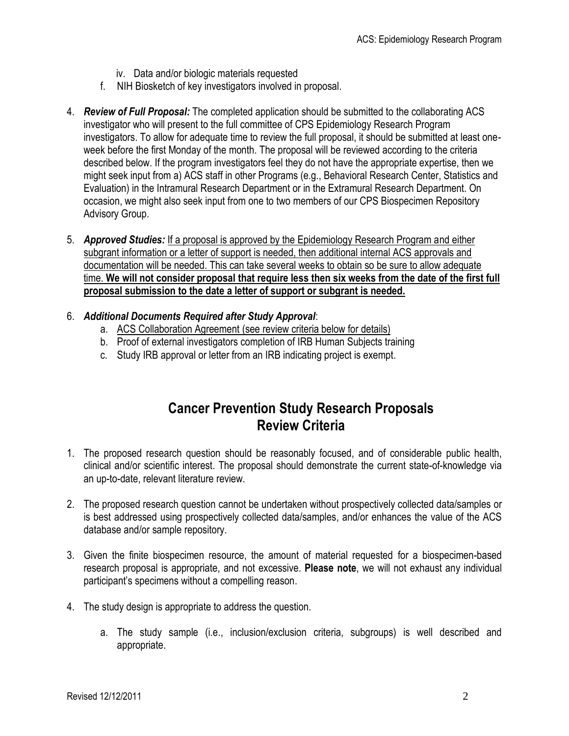iv. Data and/or biologic materials requested

   f. NIH Biosketch of key investigators involved in proposal.

4. ***Review of Full Proposal:*** The completed application should be submitted to the collaborating ACS investigator who will present to the full committee of CPS Epidemiology Research Program investigators. To allow for adequate time to review the full proposal, it should be submitted at least one-week before the first Monday of the month. The proposal will be reviewed according to the criteria described below. If the program investigators feel they do not have the appropriate expertise, then we might seek input from a) ACS staff in other Programs (e.g., Behavioral Research Center, Statistics and Evaluation) in the Intramural Research Department or in the Extramural Research Department. On occasion, we might also seek input from one to two members of our CPS Biospecimen Repository Advisory Group.

5. ***Approved Studies:*** <u>If a proposal is approved by the Epidemiology Research Program and either subgrant information or a letter of support is needed, then additional internal ACS approvals and documentation will be needed. This can take several weeks to obtain so be sure to allow adequate time.</u> <u>**We will not consider proposal that require less then six weeks from the date of the first full proposal submission to the date a letter of support or subgrant is needed.**</u>

6. ***Additional Documents Required after Study Approval***:
   a. <u>ACS Collaboration Agreement (see review criteria below for details)</u>
   b. Proof of external investigators completion of IRB Human Subjects training
   c. Study IRB approval or letter from an IRB indicating project is exempt.

## Cancer Prevention Study Research Proposals Review Criteria

1. The proposed research question should be reasonably focused, and of considerable public health, clinical and/or scientific interest. The proposal should demonstrate the current state-of-knowledge via an up-to-date, relevant literature review.

2. The proposed research question cannot be undertaken without prospectively collected data/samples or is best addressed using prospectively collected data/samples, and/or enhances the value of the ACS database and/or sample repository.

3. Given the finite biospecimen resource, the amount of material requested for a biospecimen-based research proposal is appropriate, and not excessive. **Please note**, we will not exhaust any individual participant's specimens without a compelling reason.

4. The study design is appropriate to address the question.

   a. The study sample (i.e., inclusion/exclusion criteria, subgroups) is well described and appropriate.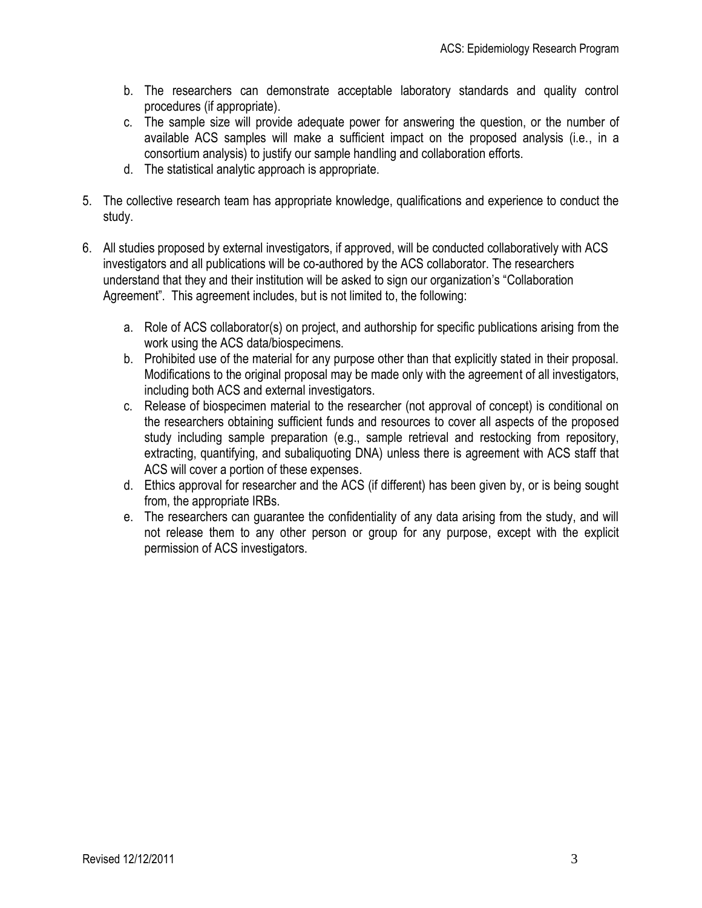b. The researchers can demonstrate acceptable laboratory standards and quality control procedures (if appropriate).
   c. The sample size will provide adequate power for answering the question, or the number of available ACS samples will make a sufficient impact on the proposed analysis (i.e., in a consortium analysis) to justify our sample handling and collaboration efforts.
   d. The statistical analytic approach is appropriate.

5. The collective research team has appropriate knowledge, qualifications and experience to conduct the study.

6. All studies proposed by external investigators, if approved, will be conducted collaboratively with ACS investigators and all publications will be co-authored by the ACS collaborator. The researchers understand that they and their institution will be asked to sign our organization's "Collaboration Agreement". This agreement includes, but is not limited to, the following:

   a. Role of ACS collaborator(s) on project, and authorship for specific publications arising from the work using the ACS data/biospecimens.
   b. Prohibited use of the material for any purpose other than that explicitly stated in their proposal. Modifications to the original proposal may be made only with the agreement of all investigators, including both ACS and external investigators.
   c. Release of biospecimen material to the researcher (not approval of concept) is conditional on the researchers obtaining sufficient funds and resources to cover all aspects of the proposed study including sample preparation (e.g., sample retrieval and restocking from repository, extracting, quantifying, and subaliquoting DNA) unless there is agreement with ACS staff that ACS will cover a portion of these expenses.
   d. Ethics approval for researcher and the ACS (if different) has been given by, or is being sought from, the appropriate IRBs.
   e. The researchers can guarantee the confidentiality of any data arising from the study, and will not release them to any other person or group for any purpose, except with the explicit permission of ACS investigators.